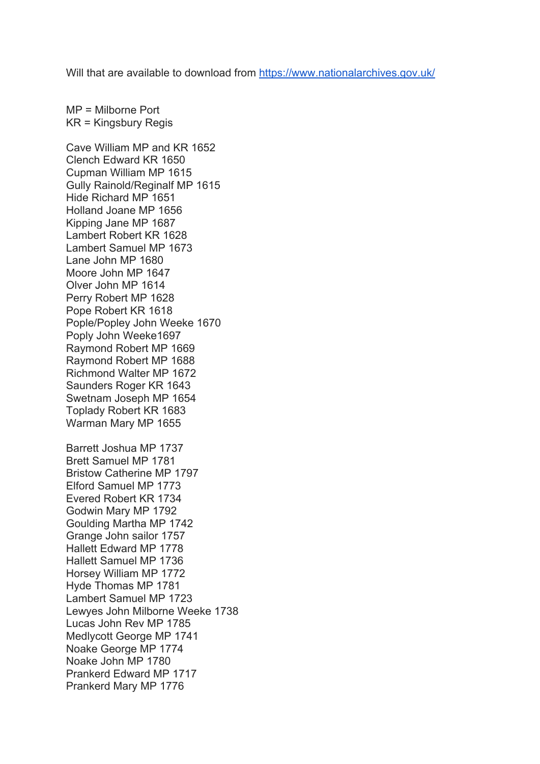Will that are available to download from https://www.nationalarchives.gov.uk/

MP = Milborne Port
KR = Kingsbury Regis

Cave William MP and KR 1652
Clench Edward KR 1650
Cupman William MP 1615
Gully Rainold/Reginalf MP 1615
Hide Richard MP 1651
Holland Joane MP 1656
Kipping Jane MP 1687
Lambert Robert KR 1628
Lambert Samuel MP 1673
Lane John MP 1680
Moore John MP 1647
Olver John MP 1614
Perry Robert MP 1628
Pope Robert KR 1618
Pople/Popley John Weeke 1670
Poply John Weeke1697
Raymond Robert MP 1669
Raymond Robert MP 1688
Richmond Walter MP 1672
Saunders Roger KR 1643
Swetnam Joseph MP 1654
Toplady Robert KR 1683
Warman Mary MP 1655

Barrett Joshua MP 1737
Brett Samuel MP 1781
Bristow Catherine MP 1797
Elford Samuel MP 1773
Evered Robert KR 1734
Godwin Mary MP 1792
Goulding Martha MP 1742
Grange John sailor 1757
Hallett Edward MP 1778
Hallett Samuel MP 1736
Horsey William MP 1772
Hyde Thomas MP 1781
Lambert Samuel MP 1723
Lewyes John Milborne Weeke 1738
Lucas John Rev MP 1785
Medlycott George MP 1741
Noake George MP 1774
Noake John MP 1780
Prankerd Edward MP 1717
Prankerd Mary MP 1776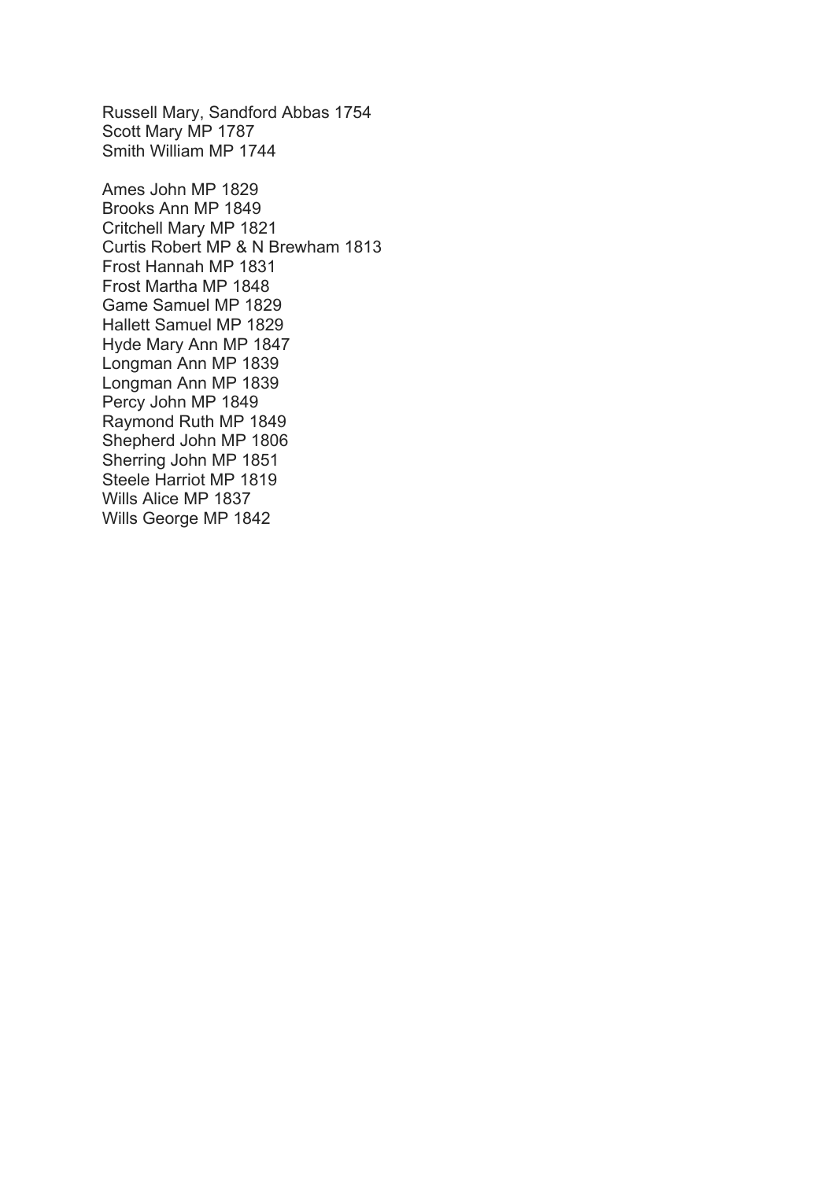Russell Mary, Sandford Abbas 1754
Scott Mary MP 1787
Smith William MP 1744

Ames John MP 1829
Brooks Ann MP 1849
Critchell Mary MP 1821
Curtis Robert MP & N Brewham 1813
Frost Hannah MP 1831
Frost Martha MP 1848
Game Samuel MP 1829
Hallett Samuel MP 1829
Hyde Mary Ann MP 1847
Longman Ann MP 1839
Longman Ann MP 1839
Percy John MP 1849
Raymond Ruth MP 1849
Shepherd John MP 1806
Sherring John MP 1851
Steele Harriot MP 1819
Wills Alice MP 1837
Wills George MP 1842